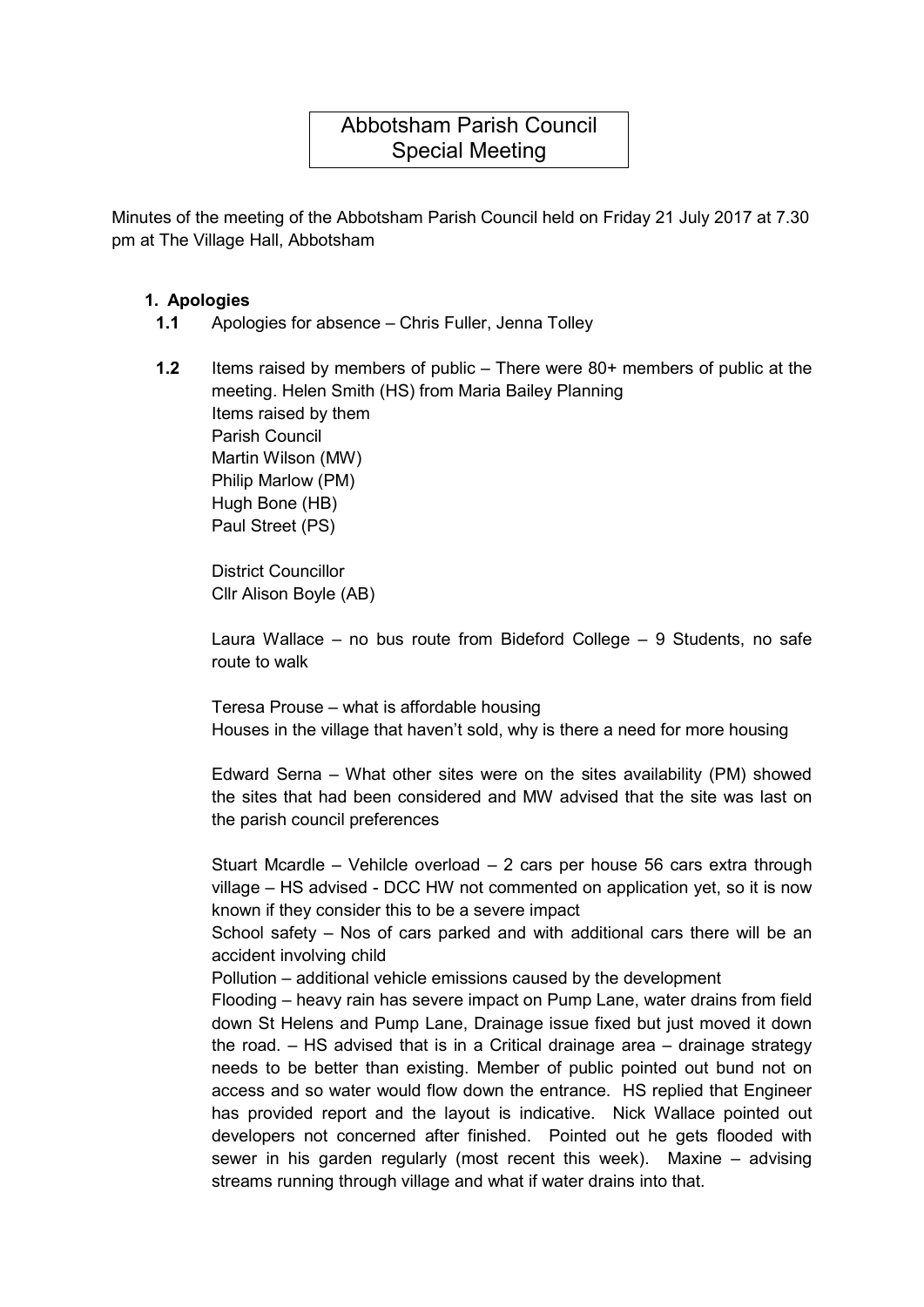# Abbotsham Parish Council
## Special Meeting

Minutes of the meeting of the Abbotsham Parish Council held on Friday 21 July 2017 at 7.30 pm at The Village Hall, Abbotsham

**1. Apologies**

**1.1** Apologies for absence – Chris Fuller, Jenna Tolley

**1.2** Items raised by members of public – There were 80+ members of public at the meeting. Helen Smith (HS) from Maria Bailey Planning
Items raised by them
Parish Council
Martin Wilson (MW)
Philip Marlow (PM)
Hugh Bone (HB)
Paul Street (PS)

District Councillor
Cllr Alison Boyle (AB)

Laura Wallace – no bus route from Bideford College – 9 Students, no safe route to walk

Teresa Prouse – what is affordable housing
Houses in the village that haven't sold, why is there a need for more housing

Edward Serna – What other sites were on the sites availability (PM) showed the sites that had been considered and MW advised that the site was last on the parish council preferences

Stuart Mcardle – Vehilcle overload – 2 cars per house 56 cars extra through village – HS advised - DCC HW not commented on application yet, so it is now known if they consider this to be a severe impact
School safety – Nos of cars parked and with additional cars there will be an accident involving child
Pollution – additional vehicle emissions caused by the development
Flooding – heavy rain has severe impact on Pump Lane, water drains from field down St Helens and Pump Lane, Drainage issue fixed but just moved it down the road. – HS advised that is in a Critical drainage area – drainage strategy needs to be better than existing. Member of public pointed out bund not on access and so water would flow down the entrance. HS replied that Engineer has provided report and the layout is indicative. Nick Wallace pointed out developers not concerned after finished. Pointed out he gets flooded with sewer in his garden regularly (most recent this week). Maxine – advising streams running through village and what if water drains into that.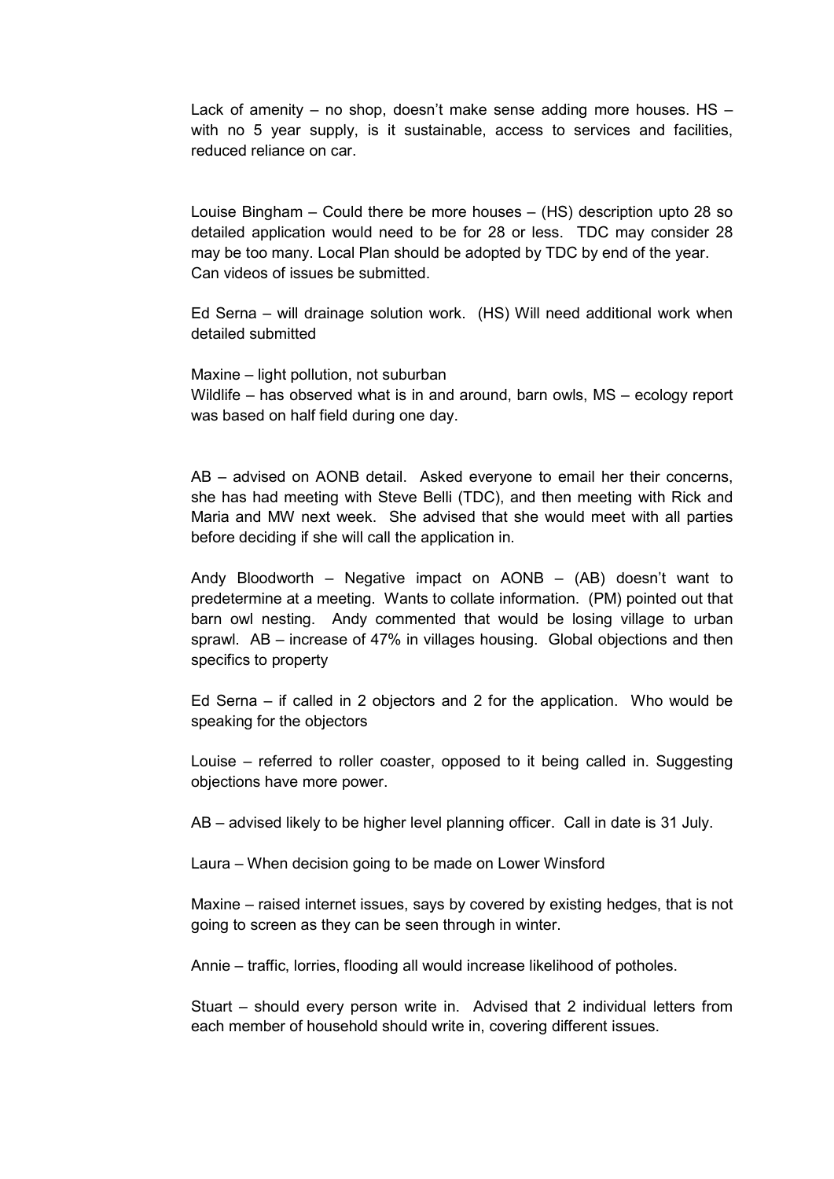Lack of amenity – no shop, doesn't make sense adding more houses. HS – with no 5 year supply, is it sustainable, access to services and facilities, reduced reliance on car.

Louise Bingham – Could there be more houses – (HS) description upto 28 so detailed application would need to be for 28 or less. TDC may consider 28 may be too many. Local Plan should be adopted by TDC by end of the year. Can videos of issues be submitted.

Ed Serna – will drainage solution work. (HS) Will need additional work when detailed submitted

Maxine – light pollution, not suburban
Wildlife – has observed what is in and around, barn owls, MS – ecology report was based on half field during one day.

AB – advised on AONB detail. Asked everyone to email her their concerns, she has had meeting with Steve Belli (TDC), and then meeting with Rick and Maria and MW next week. She advised that she would meet with all parties before deciding if she will call the application in.

Andy Bloodworth – Negative impact on AONB – (AB) doesn't want to predetermine at a meeting. Wants to collate information. (PM) pointed out that barn owl nesting. Andy commented that would be losing village to urban sprawl. AB – increase of 47% in villages housing. Global objections and then specifics to property

Ed Serna – if called in 2 objectors and 2 for the application. Who would be speaking for the objectors

Louise – referred to roller coaster, opposed to it being called in. Suggesting objections have more power.

AB – advised likely to be higher level planning officer. Call in date is 31 July.

Laura – When decision going to be made on Lower Winsford

Maxine – raised internet issues, says by covered by existing hedges, that is not going to screen as they can be seen through in winter.

Annie – traffic, lorries, flooding all would increase likelihood of potholes.

Stuart – should every person write in. Advised that 2 individual letters from each member of household should write in, covering different issues.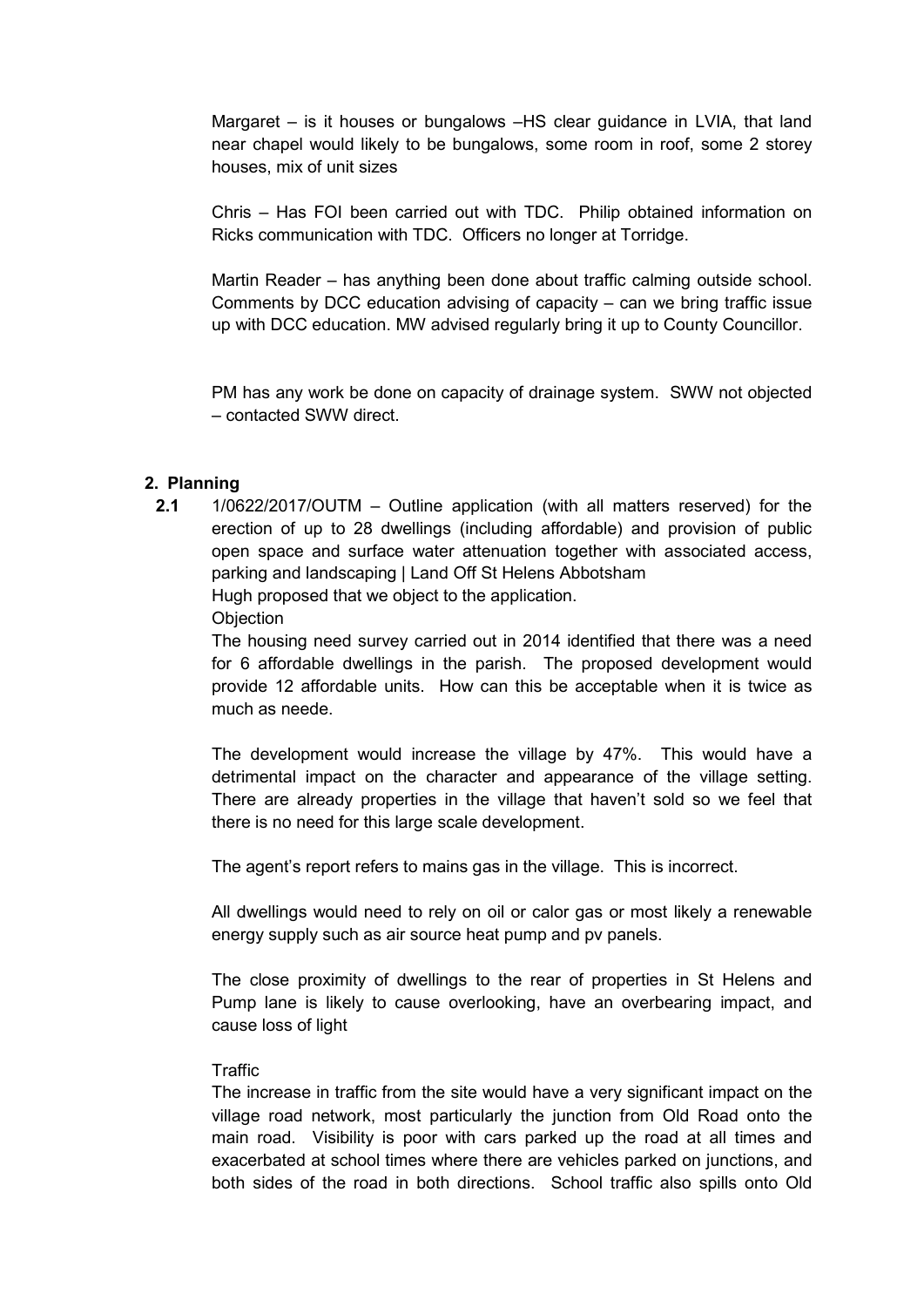Margaret – is it houses or bungalows –HS clear guidance in LVIA, that land near chapel would likely to be bungalows, some room in roof, some 2 storey houses, mix of unit sizes

Chris – Has FOI been carried out with TDC. Philip obtained information on Ricks communication with TDC. Officers no longer at Torridge.

Martin Reader – has anything been done about traffic calming outside school. Comments by DCC education advising of capacity – can we bring traffic issue up with DCC education. MW advised regularly bring it up to County Councillor.

PM has any work be done on capacity of drainage system. SWW not objected – contacted SWW direct.

## 2. Planning

**2.1** 1/0622/2017/OUTM – Outline application (with all matters reserved) for the erection of up to 28 dwellings (including affordable) and provision of public open space and surface water attenuation together with associated access, parking and landscaping | Land Off St Helens Abbotsham

Hugh proposed that we object to the application.

Objection

The housing need survey carried out in 2014 identified that there was a need for 6 affordable dwellings in the parish. The proposed development would provide 12 affordable units. How can this be acceptable when it is twice as much as neede.

The development would increase the village by 47%. This would have a detrimental impact on the character and appearance of the village setting. There are already properties in the village that haven't sold so we feel that there is no need for this large scale development.

The agent's report refers to mains gas in the village. This is incorrect.

All dwellings would need to rely on oil or calor gas or most likely a renewable energy supply such as air source heat pump and pv panels.

The close proximity of dwellings to the rear of properties in St Helens and Pump lane is likely to cause overlooking, have an overbearing impact, and cause loss of light

Traffic

The increase in traffic from the site would have a very significant impact on the village road network, most particularly the junction from Old Road onto the main road. Visibility is poor with cars parked up the road at all times and exacerbated at school times where there are vehicles parked on junctions, and both sides of the road in both directions. School traffic also spills onto Old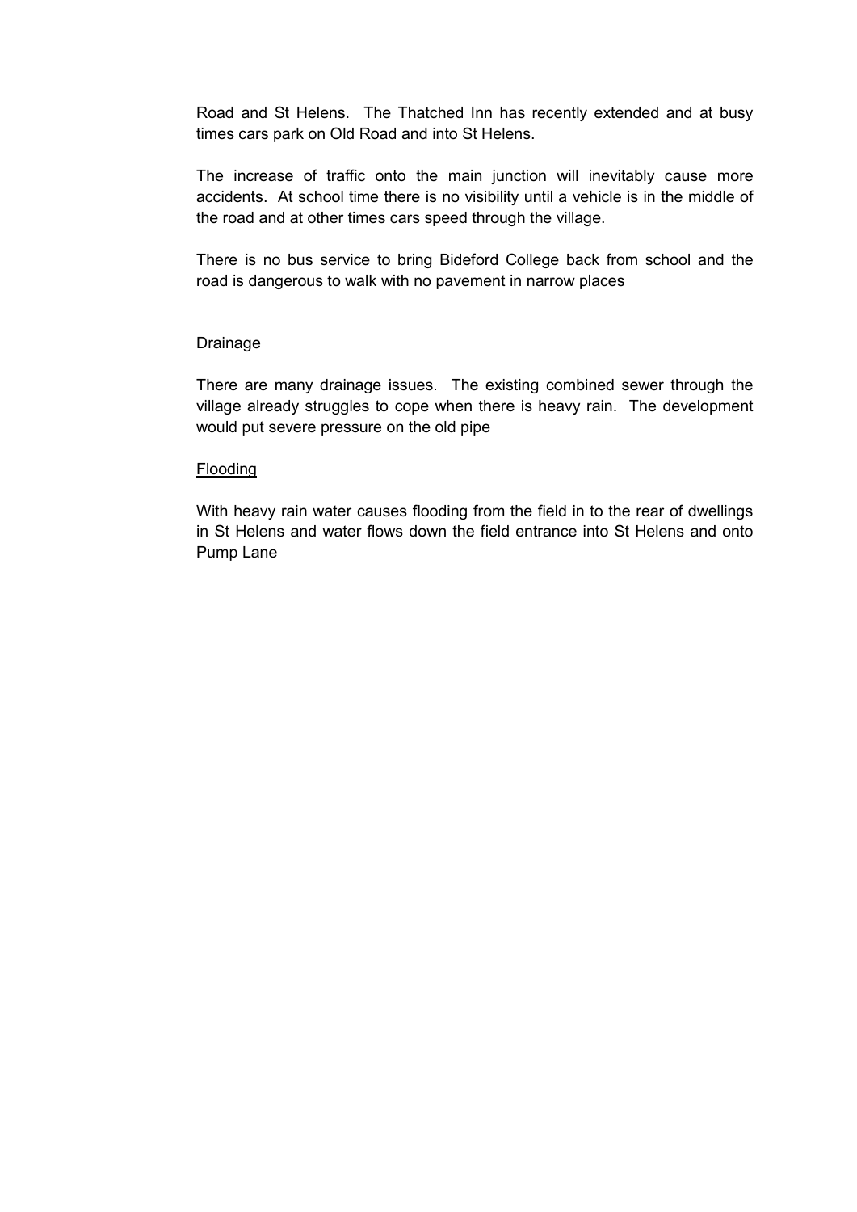Road and St Helens. The Thatched Inn has recently extended and at busy times cars park on Old Road and into St Helens.

The increase of traffic onto the main junction will inevitably cause more accidents. At school time there is no visibility until a vehicle is in the middle of the road and at other times cars speed through the village.

There is no bus service to bring Bideford College back from school and the road is dangerous to walk with no pavement in narrow places

Drainage

There are many drainage issues. The existing combined sewer through the village already struggles to cope when there is heavy rain. The development would put severe pressure on the old pipe

Flooding

With heavy rain water causes flooding from the field in to the rear of dwellings in St Helens and water flows down the field entrance into St Helens and onto Pump Lane